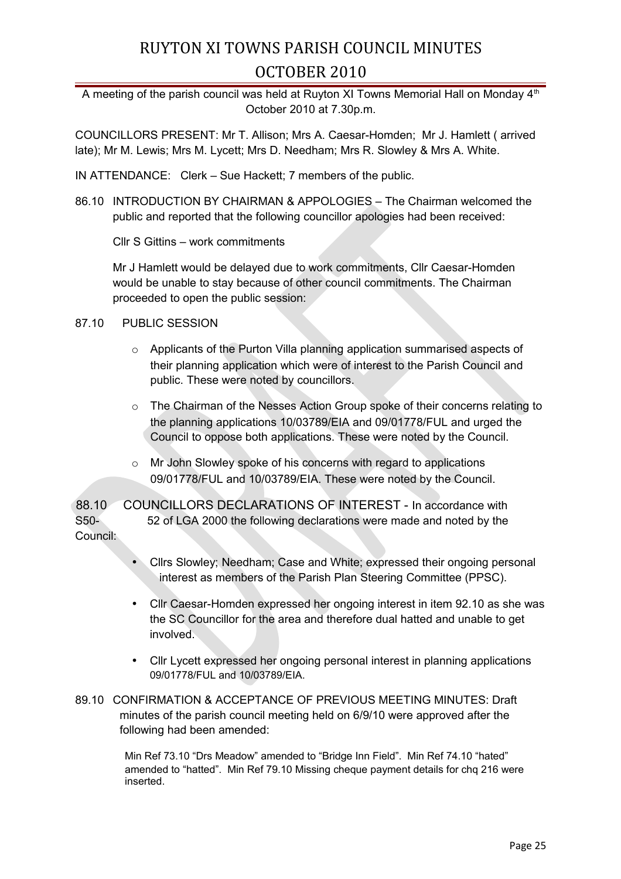# RUYTON XI TOWNS PARISH COUNCIL MINUTES
# OCTOBER 2010

A meeting of the parish council was held at Ruyton XI Towns Memorial Hall on Monday 4th October 2010 at 7.30p.m.

COUNCILLORS PRESENT: Mr T. Allison; Mrs A. Caesar-Homden; Mr J. Hamlett ( arrived late); Mr M. Lewis; Mrs M. Lycett; Mrs D. Needham; Mrs R. Slowley & Mrs A. White.

IN ATTENDANCE: Clerk – Sue Hackett; 7 members of the public.

86.10 INTRODUCTION BY CHAIRMAN & APPOLOGIES – The Chairman welcomed the public and reported that the following councillor apologies had been received:

Cllr S Gittins – work commitments

Mr J Hamlett would be delayed due to work commitments, Cllr Caesar-Homden would be unable to stay because of other council commitments. The Chairman proceeded to open the public session:

87.10 PUBLIC SESSION

- Applicants of the Purton Villa planning application summarised aspects of their planning application which were of interest to the Parish Council and public. These were noted by councillors.
- The Chairman of the Nesses Action Group spoke of their concerns relating to the planning applications 10/03789/EIA and 09/01778/FUL and urged the Council to oppose both applications. These were noted by the Council.
- Mr John Slowley spoke of his concerns with regard to applications 09/01778/FUL and 10/03789/EIA. These were noted by the Council.

88.10 COUNCILLORS DECLARATIONS OF INTEREST - In accordance with S50-52 of LGA 2000 the following declarations were made and noted by the Council:

- Cllrs Slowley; Needham; Case and White; expressed their ongoing personal interest as members of the Parish Plan Steering Committee (PPSC).
- Cllr Caesar-Homden expressed her ongoing interest in item 92.10 as she was the SC Councillor for the area and therefore dual hatted and unable to get involved.
- Cllr Lycett expressed her ongoing personal interest in planning applications 09/01778/FUL and 10/03789/EIA.

89.10 CONFIRMATION & ACCEPTANCE OF PREVIOUS MEETING MINUTES: Draft minutes of the parish council meeting held on 6/9/10 were approved after the following had been amended:

Min Ref 73.10 "Drs Meadow" amended to "Bridge Inn Field". Min Ref 74.10 "hated" amended to "hatted". Min Ref 79.10 Missing cheque payment details for chq 216 were inserted.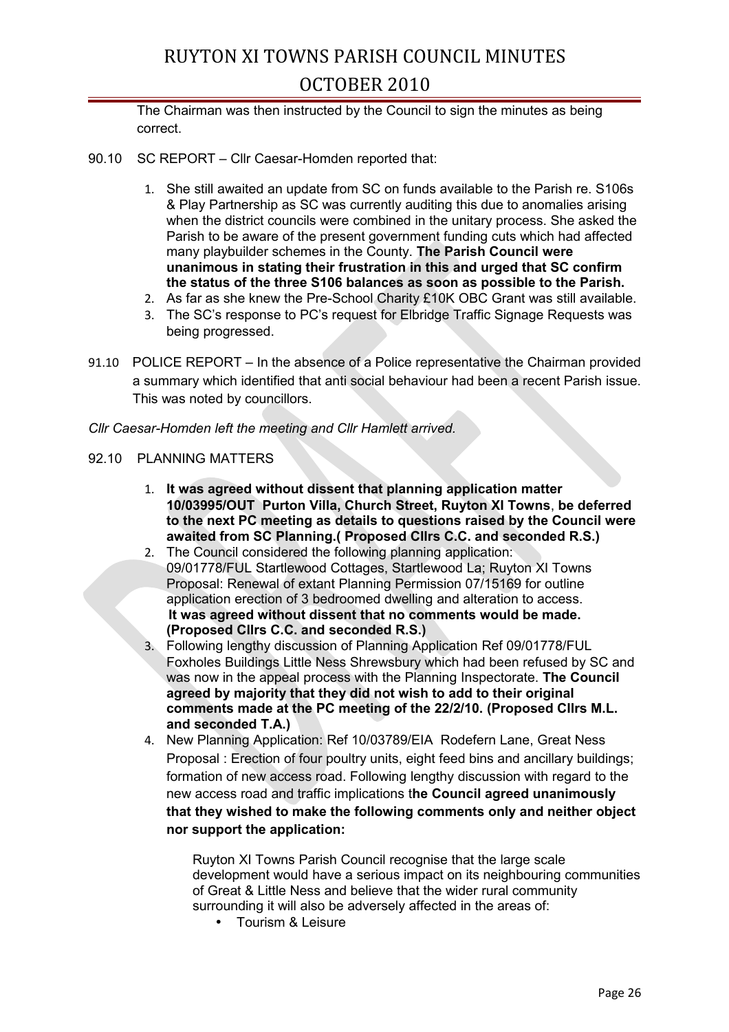The Chairman was then instructed by the Council to sign the minutes as being correct.

90.10 SC REPORT – Cllr Caesar-Homden reported that:

1. She still awaited an update from SC on funds available to the Parish re. S106s & Play Partnership as SC was currently auditing this due to anomalies arising when the district councils were combined in the unitary process. She asked the Parish to be aware of the present government funding cuts which had affected many playbuilder schemes in the County. **The Parish Council were unanimous in stating their frustration in this and urged that SC confirm the status of the three S106 balances as soon as possible to the Parish.**
2. As far as she knew the Pre-School Charity £10K OBC Grant was still available.
3. The SC's response to PC's request for Elbridge Traffic Signage Requests was being progressed.

91.10 POLICE REPORT – In the absence of a Police representative the Chairman provided a summary which identified that anti social behaviour had been a recent Parish issue. This was noted by councillors.

*Cllr Caesar-Homden left the meeting and Cllr Hamlett arrived.*

92.10 PLANNING MATTERS

1. **It was agreed without dissent that planning application matter 10/03995/OUT Purton Villa, Church Street, Ruyton XI Towns, be deferred to the next PC meeting as details to questions raised by the Council were awaited from SC Planning.( Proposed Cllrs C.C. and seconded R.S.)**
2. The Council considered the following planning application: 09/01778/FUL Startlewood Cottages, Startlewood La; Ruyton XI Towns Proposal: Renewal of extant Planning Permission 07/15169 for outline application erection of 3 bedroomed dwelling and alteration to access. **It was agreed without dissent that no comments would be made. (Proposed Cllrs C.C. and seconded R.S.)**
3. Following lengthy discussion of Planning Application Ref 09/01778/FUL Foxholes Buildings Little Ness Shrewsbury which had been refused by SC and was now in the appeal process with the Planning Inspectorate. **The Council agreed by majority that they did not wish to add to their original comments made at the PC meeting of the 22/2/10. (Proposed Cllrs M.L. and seconded T.A.)**
4. New Planning Application: Ref 10/03789/EIA Rodefern Lane, Great Ness Proposal : Erection of four poultry units, eight feed bins and ancillary buildings; formation of new access road. Following lengthy discussion with regard to the new access road and traffic implications t**he Council agreed unanimously that they wished to make the following comments only and neither object nor support the application:**

   Ruyton XI Towns Parish Council recognise that the large scale development would have a serious impact on its neighbouring communities of Great & Little Ness and believe that the wider rural community surrounding it will also be adversely affected in the areas of:

   - Tourism & Leisure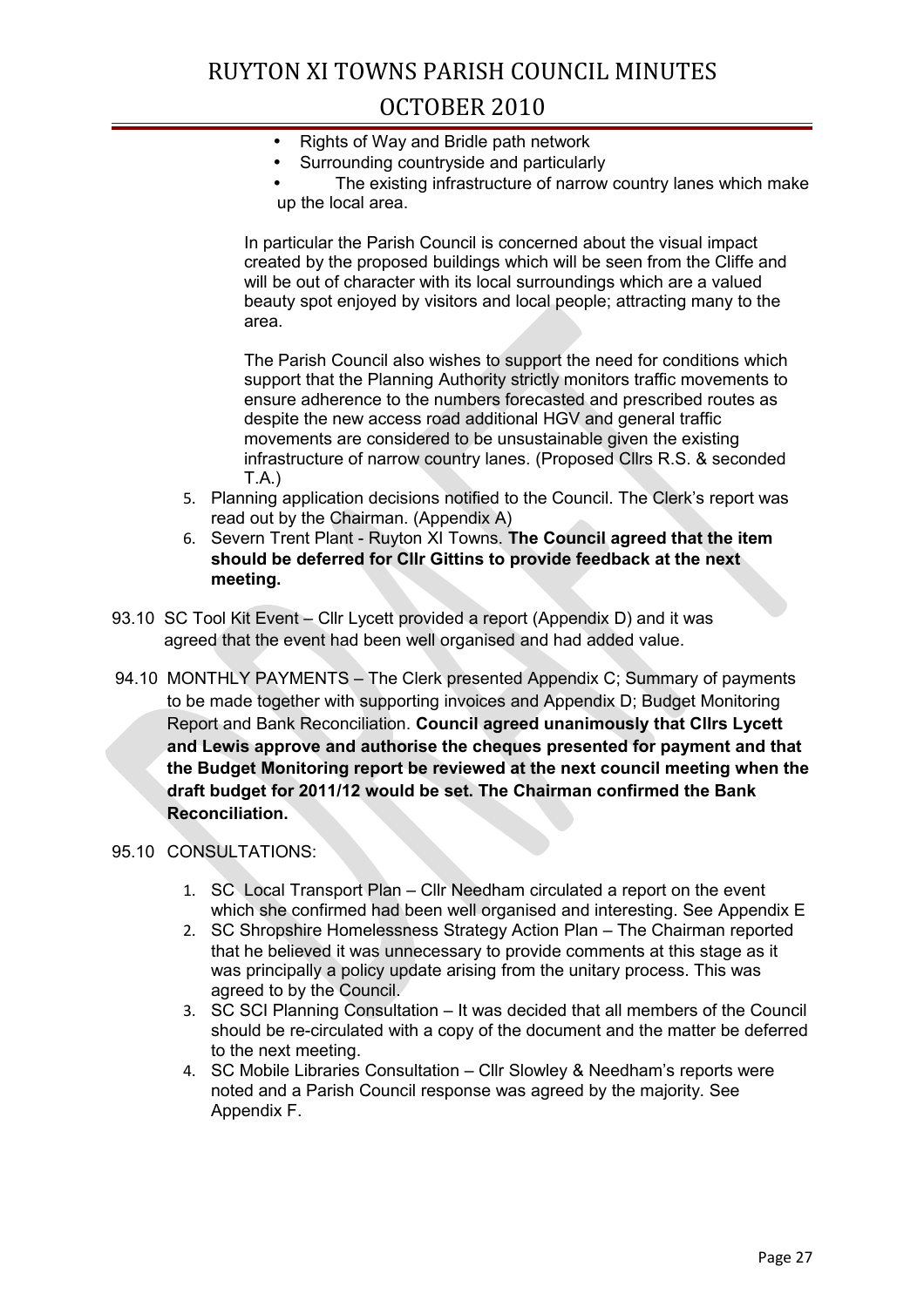- Rights of Way and Bridle path network
- Surrounding countryside and particularly
- The existing infrastructure of narrow country lanes which make up the local area.

In particular the Parish Council is concerned about the visual impact created by the proposed buildings which will be seen from the Cliffe and will be out of character with its local surroundings which are a valued beauty spot enjoyed by visitors and local people; attracting many to the area.

The Parish Council also wishes to support the need for conditions which support that the Planning Authority strictly monitors traffic movements to ensure adherence to the numbers forecasted and prescribed routes as despite the new access road additional HGV and general traffic movements are considered to be unsustainable given the existing infrastructure of narrow country lanes. (Proposed Cllrs R.S. & seconded T.A.)

5. Planning application decisions notified to the Council. The Clerk's report was read out by the Chairman. (Appendix A)
6. Severn Trent Plant - Ruyton XI Towns. **The Council agreed that the item should be deferred for Cllr Gittins to provide feedback at the next meeting.**

93.10 SC Tool Kit Event – Cllr Lycett provided a report (Appendix D) and it was agreed that the event had been well organised and had added value.

94.10 MONTHLY PAYMENTS – The Clerk presented Appendix C; Summary of payments to be made together with supporting invoices and Appendix D; Budget Monitoring Report and Bank Reconciliation. **Council agreed unanimously that Cllrs Lycett and Lewis approve and authorise the cheques presented for payment and that the Budget Monitoring report be reviewed at the next council meeting when the draft budget for 2011/12 would be set. The Chairman confirmed the Bank Reconciliation.**

95.10 CONSULTATIONS:

1. SC Local Transport Plan – Cllr Needham circulated a report on the event which she confirmed had been well organised and interesting. See Appendix E
2. SC Shropshire Homelessness Strategy Action Plan – The Chairman reported that he believed it was unnecessary to provide comments at this stage as it was principally a policy update arising from the unitary process. This was agreed to by the Council.
3. SC SCI Planning Consultation – It was decided that all members of the Council should be re-circulated with a copy of the document and the matter be deferred to the next meeting.
4. SC Mobile Libraries Consultation – Cllr Slowley & Needham's reports were noted and a Parish Council response was agreed by the majority. See Appendix F.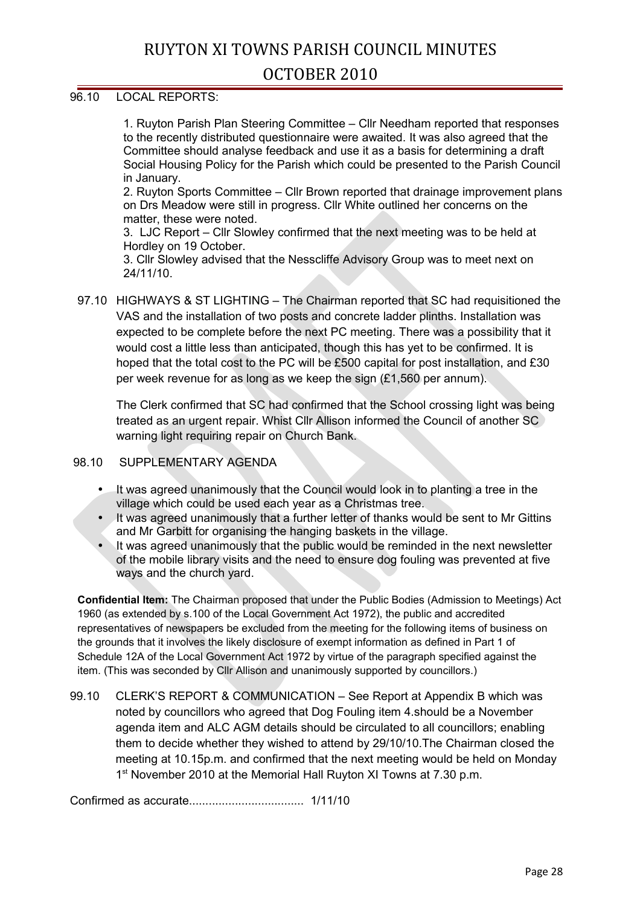# RUYTON XI TOWNS PARISH COUNCIL MINUTES

## OCTOBER 2010

96.10 LOCAL REPORTS:

1. Ruyton Parish Plan Steering Committee – Cllr Needham reported that responses to the recently distributed questionnaire were awaited. It was also agreed that the Committee should analyse feedback and use it as a basis for determining a draft Social Housing Policy for the Parish which could be presented to the Parish Council in January.
2. Ruyton Sports Committee – Cllr Brown reported that drainage improvement plans on Drs Meadow were still in progress. Cllr White outlined her concerns on the matter, these were noted.
3. LJC Report – Cllr Slowley confirmed that the next meeting was to be held at Hordley on 19 October.
3. Cllr Slowley advised that the Nesscliffe Advisory Group was to meet next on 24/11/10.

97.10 HIGHWAYS & ST LIGHTING – The Chairman reported that SC had requisitioned the VAS and the installation of two posts and concrete ladder plinths. Installation was expected to be complete before the next PC meeting. There was a possibility that it would cost a little less than anticipated, though this has yet to be confirmed. It is hoped that the total cost to the PC will be £500 capital for post installation, and £30 per week revenue for as long as we keep the sign (£1,560 per annum).

The Clerk confirmed that SC had confirmed that the School crossing light was being treated as an urgent repair. Whist Cllr Allison informed the Council of another SC warning light requiring repair on Church Bank.

98.10 SUPPLEMENTARY AGENDA

- It was agreed unanimously that the Council would look in to planting a tree in the village which could be used each year as a Christmas tree.
- It was agreed unanimously that a further letter of thanks would be sent to Mr Gittins and Mr Garbitt for organising the hanging baskets in the village.
- It was agreed unanimously that the public would be reminded in the next newsletter of the mobile library visits and the need to ensure dog fouling was prevented at five ways and the church yard.

**Confidential Item:** The Chairman proposed that under the Public Bodies (Admission to Meetings) Act 1960 (as extended by s.100 of the Local Government Act 1972), the public and accredited representatives of newspapers be excluded from the meeting for the following items of business on the grounds that it involves the likely disclosure of exempt information as defined in Part 1 of Schedule 12A of the Local Government Act 1972 by virtue of the paragraph specified against the item. (This was seconded by Cllr Allison and unanimously supported by councillors.)

99.10 CLERK'S REPORT & COMMUNICATION – See Report at Appendix B which was noted by councillors who agreed that Dog Fouling item 4.should be a November agenda item and ALC AGM details should be circulated to all councillors; enabling them to decide whether they wished to attend by 29/10/10.The Chairman closed the meeting at 10.15p.m. and confirmed that the next meeting would be held on Monday 1st November 2010 at the Memorial Hall Ruyton XI Towns at 7.30 p.m.

Confirmed as accurate.................................. 1/11/10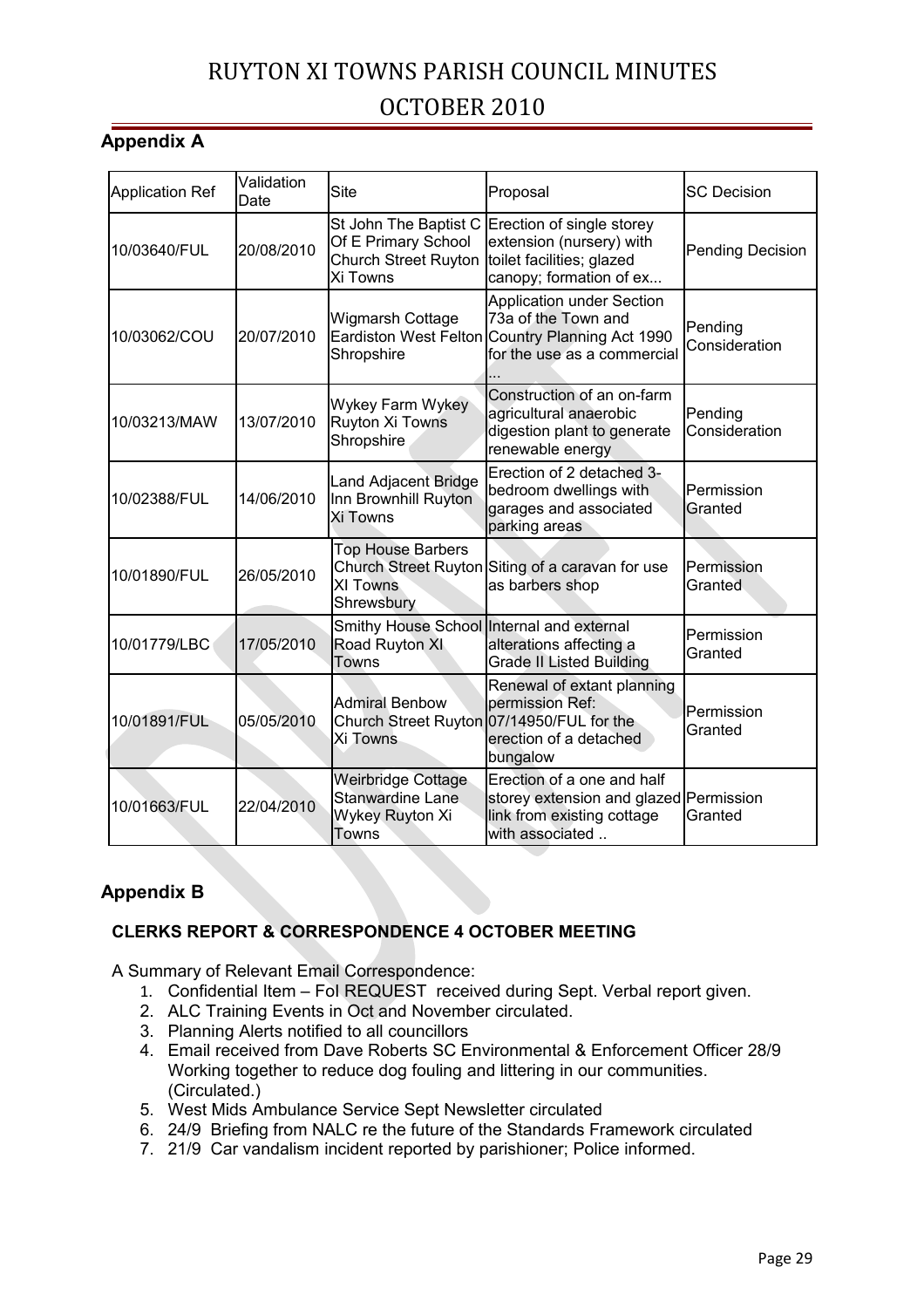## Appendix A

| Application Ref | Validation Date | Site | Proposal | SC Decision |
|---|---|---|---|---|
| 10/03640/FUL | 20/08/2010 | St John The Baptist C Of E Primary School Church Street Ruyton Xi Towns | Erection of single storey extension (nursery) with toilet facilities; glazed canopy; formation of ex... | Pending Decision |
| 10/03062/COU | 20/07/2010 | Wigmarsh Cottage Eardiston West Felton Shropshire | Application under Section 73a of the Town and Country Planning Act 1990 for the use as a commercial ... | Pending Consideration |
| 10/03213/MAW | 13/07/2010 | Wykey Farm Wykey Ruyton Xi Towns Shropshire | Construction of an on-farm agricultural anaerobic digestion plant to generate renewable energy | Pending Consideration |
| 10/02388/FUL | 14/06/2010 | Land Adjacent Bridge Inn Brownhill Ruyton Xi Towns | Erection of 2 detached 3-bedroom dwellings with garages and associated parking areas | Permission Granted |
| 10/01890/FUL | 26/05/2010 | Top House Barbers Church Street Ruyton XI Towns Shrewsbury | Siting of a caravan for use as barbers shop | Permission Granted |
| 10/01779/LBC | 17/05/2010 | Smithy House School Road Ruyton XI Towns | Internal and external alterations affecting a Grade II Listed Building | Permission Granted |
| 10/01891/FUL | 05/05/2010 | Admiral Benbow Church Street Ruyton Xi Towns | Renewal of extant planning permission Ref: 07/14950/FUL for the erection of a detached bungalow | Permission Granted |
| 10/01663/FUL | 22/04/2010 | Weirbridge Cottage Stanwardine Lane Wykey Ruyton Xi Towns | Erection of a one and half storey extension and glazed link from existing cottage with associated .. | Permission Granted |

## Appendix B

### CLERKS REPORT & CORRESPONDENCE 4 OCTOBER MEETING

A Summary of Relevant Email Correspondence:

1. Confidential Item – FoI REQUEST received during Sept. Verbal report given.
2. ALC Training Events in Oct and November circulated.
3. Planning Alerts notified to all councillors
4. Email received from Dave Roberts SC Environmental & Enforcement Officer 28/9 Working together to reduce dog fouling and littering in our communities. (Circulated.)
5. West Mids Ambulance Service Sept Newsletter circulated
6. 24/9 Briefing from NALC re the future of the Standards Framework circulated
7. 21/9 Car vandalism incident reported by parishioner; Police informed.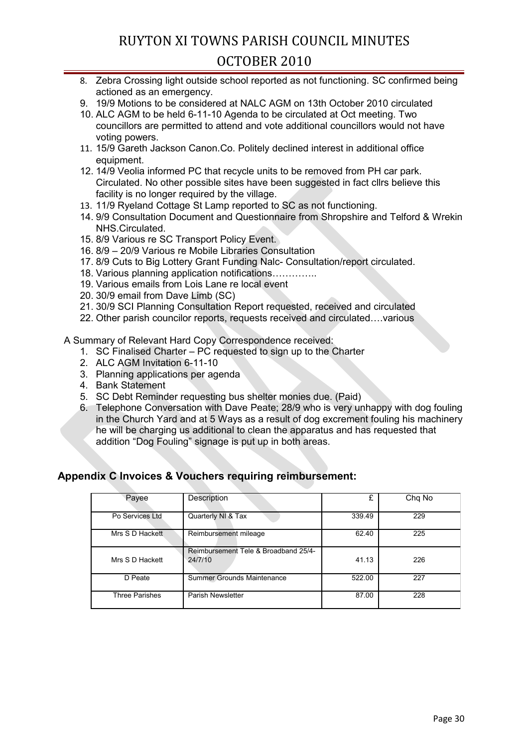8. Zebra Crossing light outside school reported as not functioning. SC confirmed being actioned as an emergency.
9. 19/9 Motions to be considered at NALC AGM on 13th October 2010 circulated
10. ALC AGM to be held 6-11-10 Agenda to be circulated at Oct meeting. Two councillors are permitted to attend and vote additional councillors would not have voting powers.
11. 15/9 Gareth Jackson Canon.Co. Politely declined interest in additional office equipment.
12. 14/9 Veolia informed PC that recycle units to be removed from PH car park. Circulated. No other possible sites have been suggested in fact cllrs believe this facility is no longer required by the village.
13. 11/9 Ryeland Cottage St Lamp reported to SC as not functioning.
14. 9/9 Consultation Document and Questionnaire from Shropshire and Telford & Wrekin NHS.Circulated.
15. 8/9 Various re SC Transport Policy Event.
16. 8/9 – 20/9 Various re Mobile Libraries Consultation
17. 8/9 Cuts to Big Lottery Grant Funding Nalc- Consultation/report circulated.
18. Various planning application notifications…………..
19. Various emails from Lois Lane re local event
20. 30/9 email from Dave Limb (SC)
21. 30/9 SCI Planning Consultation Report requested, received and circulated
22. Other parish councilor reports, requests received and circulated….various

A Summary of Relevant Hard Copy Correspondence received:

1. SC Finalised Charter – PC requested to sign up to the Charter
2. ALC AGM Invitation 6-11-10
3. Planning applications per agenda
4. Bank Statement
5. SC Debt Reminder requesting bus shelter monies due. (Paid)
6. Telephone Conversation with Dave Peate; 28/9 who is very unhappy with dog fouling in the Church Yard and at 5 Ways as a result of dog excrement fouling his machinery he will be charging us additional to clean the apparatus and has requested that addition "Dog Fouling" signage is put up in both areas.

### Appendix C Invoices & Vouchers requiring reimbursement:

| Payee | Description | £ | Chq No |
|---|---|---|---|
| Po Services Ltd | Quarterly NI & Tax | 339.49 | 229 |
| Mrs S D Hackett | Reimbursement mileage | 62.40 | 225 |
| Mrs S D Hackett | Reimbursement Tele & Broadband 25/4-24/7/10 | 41.13 | 226 |
| D Peate | Summer Grounds Maintenance | 522.00 | 227 |
| Three Parishes | Parish Newsletter | 87.00 | 228 |